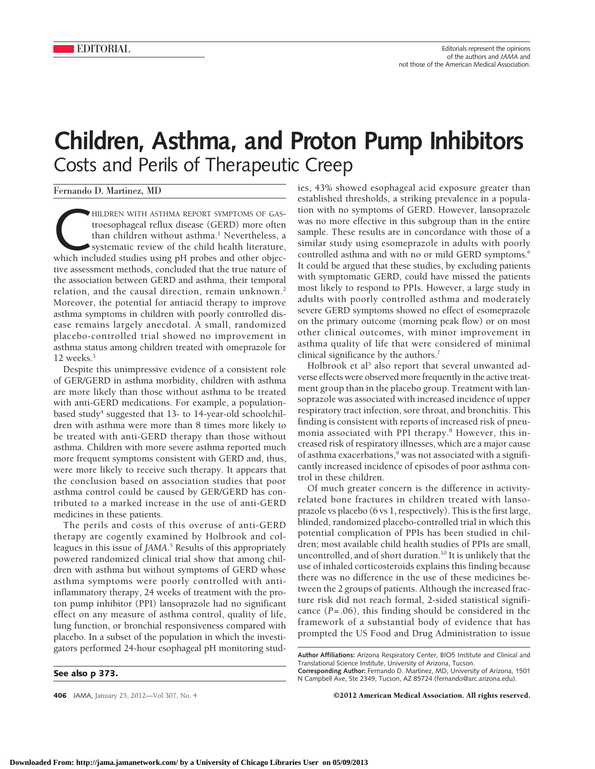EDITORIAL

Editorials represent the opinions of the authors and *JAMA* and not those of the American Medical Association.

# Children, Asthma, and Proton Pump Inhibitors

## Costs and Perils of Therapeutic Creep

Fernando D. Martinez, MD

CHILDREN WITH ASTHMA REPORT SYMPTOMS OF GASTROESOPHAGEAL reflux disease (GERD) more often than children without asthma.[1] Nevertheless, a systematic review of the child health literature, which included studies using pH probes and other objective assessment methods, concluded that the true nature of the association between GERD and asthma, their temporal relation, and the causal direction, remain unknown.[2] Moreover, the potential for antiacid therapy to improve asthma symptoms in children with poorly controlled disease remains largely anecdotal. A small, randomized placebo-controlled trial showed no improvement in asthma status among children treated with omeprazole for 12 weeks.[3]

Despite this unimpressive evidence of a consistent role of GER/GERD in asthma morbidity, children with asthma are more likely than those without asthma to be treated with anti-GERD medications. For example, a population-based study[4] suggested that 13- to 14-year-old schoolchildren with asthma were more than 8 times more likely to be treated with anti-GERD therapy than those without asthma. Children with more severe asthma reported much more frequent symptoms consistent with GERD and, thus, were more likely to receive such therapy. It appears that the conclusion based on association studies that poor asthma control could be caused by GER/GERD has contributed to a marked increase in the use of anti-GERD medicines in these patients.

The perils and costs of this overuse of anti-GERD therapy are cogently examined by Holbrook and colleagues in this issue of *JAMA*.[5] Results of this appropriately powered randomized clinical trial show that among children with asthma but without symptoms of GERD whose asthma symptoms were poorly controlled with anti-inflammatory therapy, 24 weeks of treatment with the proton pump inhibitor (PPI) lansoprazole had no significant effect on any measure of asthma control, quality of life, lung function, or bronchial responsiveness compared with placebo. In a subset of the population in which the investigators performed 24-hour esophageal pH monitoring studies, 43% showed esophageal acid exposure greater than established thresholds, a striking prevalence in a population with no symptoms of GERD. However, lansoprazole was no more effective in this subgroup than in the entire sample. These results are in concordance with those of a similar study using esomeprazole in adults with poorly controlled asthma and with no or mild GERD symptoms.[6] It could be argued that these studies, by excluding patients with symptomatic GERD, could have missed the patients most likely to respond to PPIs. However, a large study in adults with poorly controlled asthma and moderately severe GERD symptoms showed no effect of esomeprazole on the primary outcome (morning peak flow) or on most other clinical outcomes, with minor improvement in asthma quality of life that were considered of minimal clinical significance by the authors.[7]

Holbrook et al[5] also report that several unwanted adverse effects were observed more frequently in the active treatment group than in the placebo group. Treatment with lansoprazole was associated with increased incidence of upper respiratory tract infection, sore throat, and bronchitis. This finding is consistent with reports of increased risk of pneumonia associated with PPI therapy.[8] However, this increased risk of respiratory illnesses, which are a major cause of asthma exacerbations,[9] was not associated with a significantly increased incidence of episodes of poor asthma control in these children.

Of much greater concern is the difference in activity-related bone fractures in children treated with lansoprazole vs placebo (6 vs 1, respectively). This is the first large, blinded, randomized placebo-controlled trial in which this potential complication of PPIs has been studied in children; most available child health studies of PPIs are small, uncontrolled, and of short duration.[10] It is unlikely that the use of inhaled corticosteroids explains this finding because there was no difference in the use of these medicines between the 2 groups of patients. Although the increased fracture risk did not reach formal, 2-sided statistical significance ($P = .06$), this finding should be considered in the framework of a substantial body of evidence that has prompted the US Food and Drug Administration to issue

**See also p 373.**

**Author Affiliations:** Arizona Respiratory Center, BIO5 Institute and Clinical and Translational Science Institute, University of Arizona, Tucson.

**Corresponding Author:** Fernando D. Martinez, MD, University of Arizona, 1501 N Campbell Ave, Ste 2349, Tucson, AZ 85724 (fernando@arc.arizona.edu).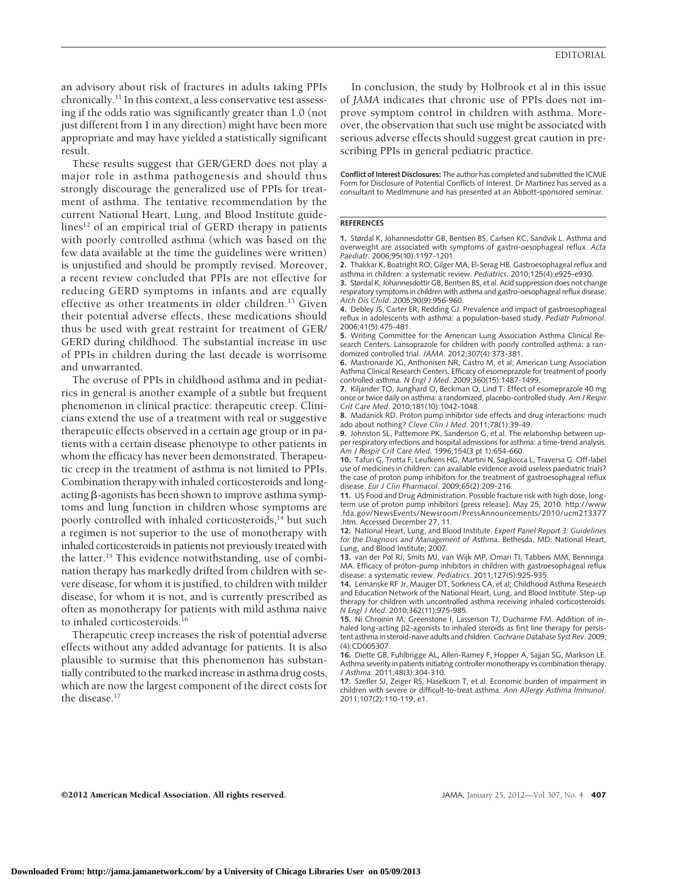an advisory about risk of fractures in adults taking PPIs chronically.[11] In this context, a less conservative test assessing if the odds ratio was significantly greater than 1.0 (not just different from 1 in any direction) might have been more appropriate and may have yielded a statistically significant result.

These results suggest that GER/GERD does not play a major role in asthma pathogenesis and should thus strongly discourage the generalized use of PPIs for treatment of asthma. The tentative recommendation by the current National Heart, Lung, and Blood Institute guidelines[12] of an empirical trial of GERD therapy in patients with poorly controlled asthma (which was based on the few data available at the time the guidelines were written) is unjustified and should be promptly revised. Moreover, a recent review concluded that PPIs are not effective for reducing GERD symptoms in infants and are equally effective as other treatments in older children.[13] Given their potential adverse effects, these medications should thus be used with great restraint for treatment of GER/GERD during childhood. The substantial increase in use of PPIs in children during the last decade is worrisome and unwarranted.

The overuse of PPIs in childhood asthma and in pediatrics in general is another example of a subtle but frequent phenomenon in clinical practice: therapeutic creep. Clinicians extend the use of a treatment with real or suggestive therapeutic effects observed in a certain age group or in patients with a certain disease phenotype to other patients in whom the efficacy has never been demonstrated. Therapeutic creep in the treatment of asthma is not limited to PPIs. Combination therapy with inhaled corticosteroids and long-acting β-agonists has been shown to improve asthma symptoms and lung function in children whose symptoms are poorly controlled with inhaled corticosteroids,[14] but such a regimen is not superior to the use of monotherapy with inhaled corticosteroids in patients not previously treated with the latter.[15] This evidence notwithstanding, use of combination therapy has markedly drifted from children with severe disease, for whom it is justified, to children with milder disease, for whom it is not, and is currently prescribed as often as monotherapy for patients with mild asthma naive to inhaled corticosteroids.[16]

Therapeutic creep increases the risk of potential adverse effects without any added advantage for patients. It is also plausible to surmise that this phenomenon has substantially contributed to the marked increase in asthma drug costs, which are now the largest component of the direct costs for the disease.[17]

In conclusion, the study by Holbrook et al in this issue of *JAMA* indicates that chronic use of PPIs does not improve symptom control in children with asthma. Moreover, the observation that such use might be associated with serious adverse effects should suggest great caution in prescribing PPIs in general pediatric practice.

**Conflict of Interest Disclosures:** The author has completed and submitted the ICMJE Form for Disclosure of Potential Conflicts of Interest. Dr Martinez has served as a consultant to MedImmune and has presented at an Abbott-sponsored seminar.

## REFERENCES

1. Størdal K, Johannesdottir GB, Bentsen BS, Carlsen KC, Sandvik L. Asthma and overweight are associated with symptoms of gastro-oesophageal reflux. *Acta Paediatr*. 2006;95(10):1197-1201.
2. Thakkar K, Boatright RO, Gilger MA, El-Serag HB. Gastroesophageal reflux and asthma in children: a systematic review. *Pediatrics*. 2010;125(4):e925-e930.
3. Størdal K, Johannesdottir GB, Bentsen BS, et al. Acid suppression does not change respiratory symptoms in children with asthma and gastro-oesophageal reflux disease. *Arch Dis Child*. 2005;90(9):956-960.
4. Debley JS, Carter ER, Redding GJ. Prevalence and impact of gastroesophageal reflux in adolescents with asthma: a population-based study. *Pediatr Pulmonol*. 2006;41(5):475-481.
5. Writing Committee for the American Lung Association Asthma Clinical Research Centers. Lansoprazole for children with poorly controlled asthma: a randomized controlled trial. *JAMA*. 2012;307(4):373-381.
6. Mastronarde JG, Anthonisen NR, Castro M, et al; American Lung Association Asthma Clinical Research Centers. Efficacy of esomeprazole for treatment of poorly controlled asthma. *N Engl J Med*. 2009;360(15):1487-1499.
7. Kiljander TO, Junghard O, Beckman O, Lind T. Effect of esomeprazole 40 mg once or twice daily on asthma: a randomized, placebo-controlled study. *Am J Respir Crit Care Med*. 2010;181(10):1042-1048.
8. Madanick RD. Proton pump inhibitor side effects and drug interactions: much ado about nothing? *Cleve Clin J Med*. 2011;78(1):39-49.
9. Johnston SL, Pattemore PK, Sanderson G, et al. The relationship between upper respiratory infections and hospital admissions for asthma: a time-trend analysis. *Am J Respir Crit Care Med*. 1996;154(3 pt 1):654-660.
10. Tafuri G, Trotta F, Leufkens HG, Martini N, Sagliocca L, Traversa G. Off-label use of medicines in children: can available evidence avoid useless paediatric trials? the case of proton pump inhibitors for the treatment of gastroesophageal reflux disease. *Eur J Clin Pharmacol*. 2009;65(2):209-216.
11. US Food and Drug Administration. Possible fracture risk with high dose, long-term use of proton pump inhibitors [press release]. May 25, 2010. http://www.fda.gov/NewsEvents/Newsroom/PressAnnouncements/2010/ucm213377.htm. Accessed December 27, 11.
12. National Heart, Lung, and Blood Institute. *Expert Panel Report 3: Guidelines for the Diagnosis and Management of Asthma*. Bethesda, MD: National Heart, Lung, and Blood Institute; 2007.
13. van der Pol RJ, Smits MJ, van Wijk MP, Omari TI, Tabbers MM, Benninga MA. Efficacy of proton-pump inhibitors in children with gastroesophageal reflux disease: a systematic review. *Pediatrics*. 2011;127(5):925-935.
14. Lemanske RF Jr, Mauger DT, Sorkness CA, et al; Childhood Asthma Research and Education Network of the National Heart, Lung, and Blood Institute. Step-up therapy for children with uncontrolled asthma receiving inhaled corticosteroids. *N Engl J Med*. 2010;362(11):975-985.
15. Ni Chroinin M, Greenstone I, Lasserson TJ, Ducharme FM. Addition of inhaled long-acting β2-agonists to inhaled steroids as first line therapy for persistent asthma in steroid-naive adults and children. *Cochrane Database Syst Rev*. 2009;(4):CD005307.
16. Diette GB, Fuhlbrigge AL, Allen-Ramey F, Hopper A, Sajjan SG, Markson LE. Asthma severity in patients initiating controller monotherapy vs combination therapy. *J Asthma*. 2011;48(3):304-310.
17. Szefler SJ, Zeiger RS, Haselkorn T, et al. Economic burden of impairment in children with severe or difficult-to-treat asthma. *Ann Allergy Asthma Immunol*. 2011;107(2):110-119, e1.